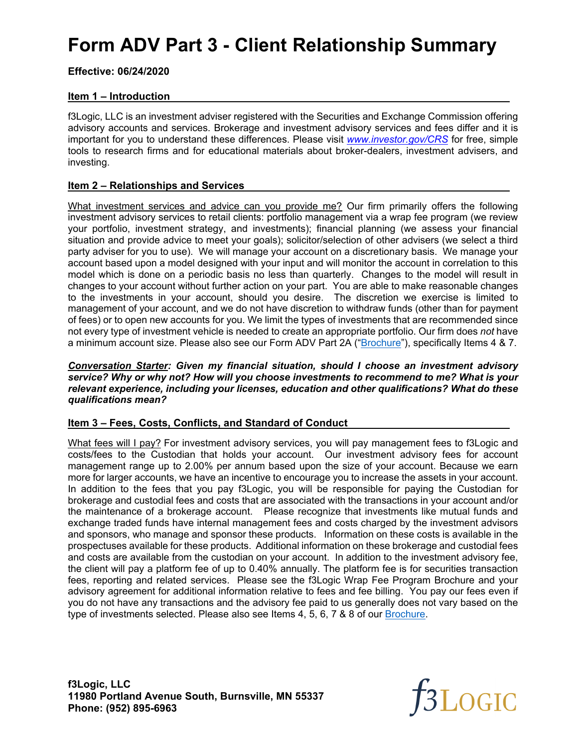# Form ADV Part 3 - Client Relationship Summary

**Effective: 06/24/2020**

## Item 1 – Introduction

f3Logic, LLC is an investment adviser registered with the Securities and Exchange Commission offering advisory accounts and services. Brokerage and investment advisory services and fees differ and it is important for you to understand these differences. Please visit *www.investor.gov/CRS* for free, simple tools to research firms and for educational materials about broker-dealers, investment advisers, and investing.

## Item 2 – Relationships and Services

What investment services and advice can you provide me? Our firm primarily offers the following investment advisory services to retail clients: portfolio management via a wrap fee program (we review your portfolio, investment strategy, and investments); financial planning (we assess your financial situation and provide advice to meet your goals); solicitor/selection of other advisers (we select a third party adviser for you to use). We will manage your account on a discretionary basis. We manage your account based upon a model designed with your input and will monitor the account in correlation to this model which is done on a periodic basis no less than quarterly. Changes to the model will result in changes to your account without further action on your part. You are able to make reasonable changes to the investments in your account, should you desire. The discretion we exercise is limited to management of your account, and we do not have discretion to withdraw funds (other than for payment of fees) or to open new accounts for you. We limit the types of investments that are recommended since not every type of investment vehicle is needed to create an appropriate portfolio. Our firm does *not* have a minimum account size. Please also see our Form ADV Part 2A ("Brochure"), specifically Items 4 & 7.

***Conversation Starter*: Given my financial situation, should I choose an investment advisory service? Why or why not? How will you choose investments to recommend to me? What is your relevant experience, including your licenses, education and other qualifications? What do these qualifications mean?**

## Item 3 – Fees, Costs, Conflicts, and Standard of Conduct

What fees will I pay? For investment advisory services, you will pay management fees to f3Logic and costs/fees to the Custodian that holds your account. Our investment advisory fees for account management range up to 2.00% per annum based upon the size of your account. Because we earn more for larger accounts, we have an incentive to encourage you to increase the assets in your account. In addition to the fees that you pay f3Logic, you will be responsible for paying the Custodian for brokerage and custodial fees and costs that are associated with the transactions in your account and/or the maintenance of a brokerage account. Please recognize that investments like mutual funds and exchange traded funds have internal management fees and costs charged by the investment advisors and sponsors, who manage and sponsor these products. Information on these costs is available in the prospectuses available for these products. Additional information on these brokerage and custodial fees and costs are available from the custodian on your account. In addition to the investment advisory fee, the client will pay a platform fee of up to 0.40% annually. The platform fee is for securities transaction fees, reporting and related services. Please see the f3Logic Wrap Fee Program Brochure and your advisory agreement for additional information relative to fees and fee billing. You pay our fees even if you do not have any transactions and the advisory fee paid to us generally does not vary based on the type of investments selected. Please also see Items 4, 5, 6, 7 & 8 of our Brochure.

**f3Logic, LLC**
**11980 Portland Avenue South, Burnsville, MN 55337**
**Phone: (952) 895-6963**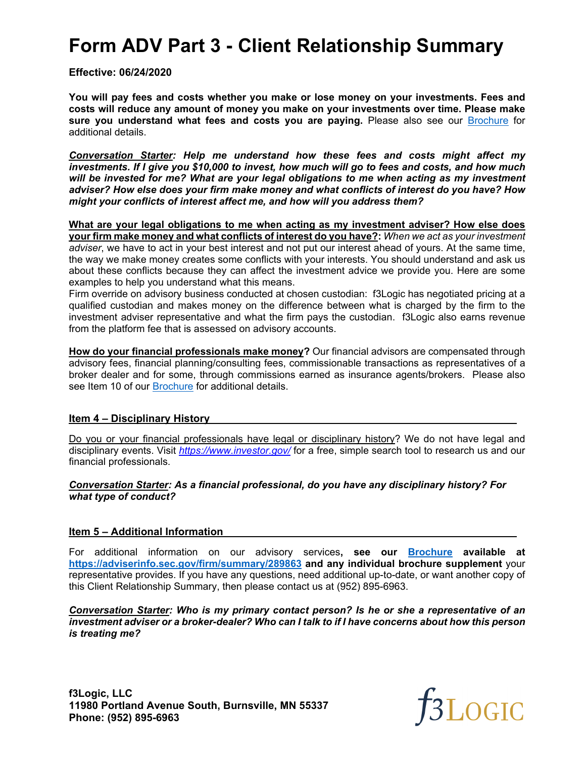# Form ADV Part 3 - Client Relationship Summary

**Effective: 06/24/2020**

**You will pay fees and costs whether you make or lose money on your investments. Fees and costs will reduce any amount of money you make on your investments over time. Please make sure you understand what fees and costs you are paying.** Please also see our Brochure for additional details.

***Conversation Starter: Help me understand how these fees and costs might affect my investments. If I give you $10,000 to invest, how much will go to fees and costs, and how much will be invested for me? What are your legal obligations to me when acting as my investment adviser? How else does your firm make money and what conflicts of interest do you have? How might your conflicts of interest affect me, and how will you address them?***

**What are your legal obligations to me when acting as my investment adviser? How else does your firm make money and what conflicts of interest do you have?:** *When we act as your investment adviser*, we have to act in your best interest and not put our interest ahead of yours. At the same time, the way we make money creates some conflicts with your interests. You should understand and ask us about these conflicts because they can affect the investment advice we provide you. Here are some examples to help you understand what this means.

Firm override on advisory business conducted at chosen custodian: f3Logic has negotiated pricing at a qualified custodian and makes money on the difference between what is charged by the firm to the investment adviser representative and what the firm pays the custodian. f3Logic also earns revenue from the platform fee that is assessed on advisory accounts.

**How do your financial professionals make money?** Our financial advisors are compensated through advisory fees, financial planning/consulting fees, commissionable transactions as representatives of a broker dealer and for some, through commissions earned as insurance agents/brokers. Please also see Item 10 of our Brochure for additional details.

## Item 4 – Disciplinary History

Do you or your financial professionals have legal or disciplinary history? We do not have legal and disciplinary events. Visit *https://www.investor.gov/* for a free, simple search tool to research us and our financial professionals.

***Conversation Starter: As a financial professional, do you have any disciplinary history? For what type of conduct?***

## Item 5 – Additional Information

For additional information on our advisory services**, see our Brochure available at https://adviserinfo.sec.gov/firm/summary/289863 and any individual brochure supplement** your representative provides. If you have any questions, need additional up-to-date, or want another copy of this Client Relationship Summary, then please contact us at (952) 895-6963.

***Conversation Starter: Who is my primary contact person? Is he or she a representative of an investment adviser or a broker-dealer? Who can I talk to if I have concerns about how this person is treating me?***

**f3Logic, LLC**
**11980 Portland Avenue South, Burnsville, MN 55337**
**Phone: (952) 895-6963**

f3LOGIC